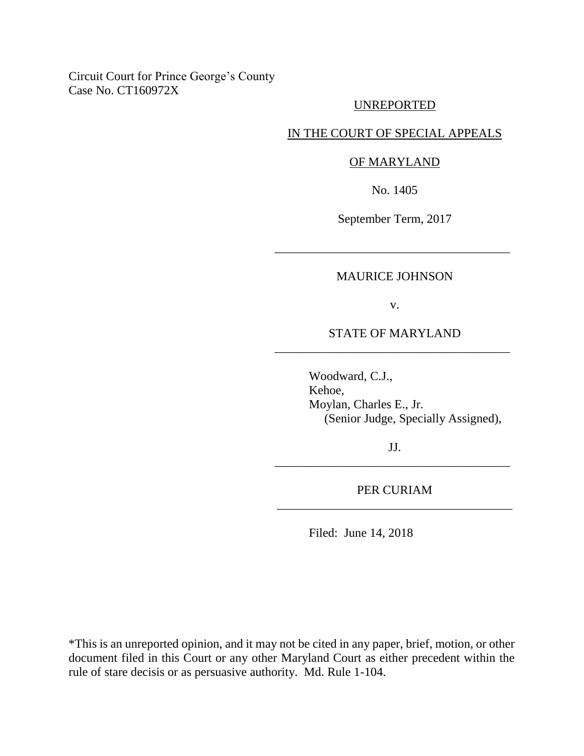Circuit Court for Prince George's County
Case No. CT160972X

UNREPORTED

IN THE COURT OF SPECIAL APPEALS

OF MARYLAND

No. 1405

September Term, 2017

---

MAURICE JOHNSON

v.

STATE OF MARYLAND

---

Woodward, C.J.,
Kehoe,
Moylan, Charles E., Jr.
(Senior Judge, Specially Assigned),

JJ.

---

PER CURIAM

---

Filed: June 14, 2018

*This is an unreported opinion, and it may not be cited in any paper, brief, motion, or other document filed in this Court or any other Maryland Court as either precedent within the rule of stare decisis or as persuasive authority. Md. Rule 1-104.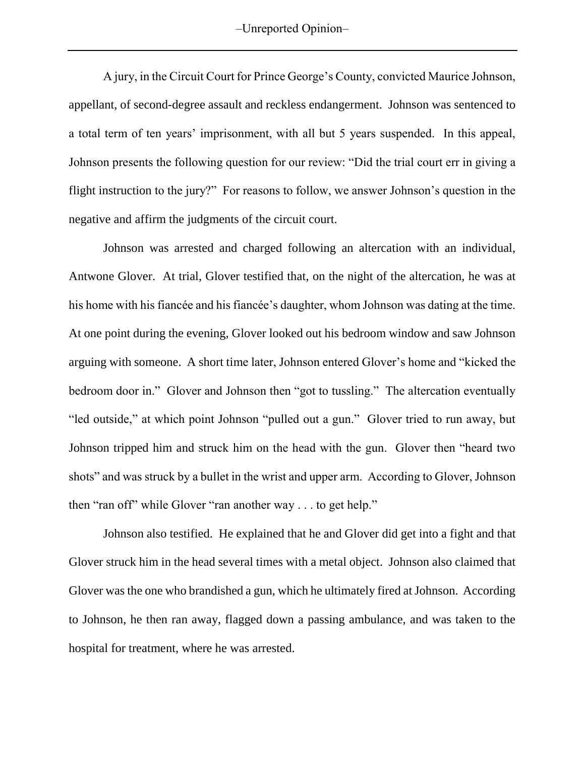A jury, in the Circuit Court for Prince George's County, convicted Maurice Johnson, appellant, of second-degree assault and reckless endangerment. Johnson was sentenced to a total term of ten years' imprisonment, with all but 5 years suspended. In this appeal, Johnson presents the following question for our review: "Did the trial court err in giving a flight instruction to the jury?" For reasons to follow, we answer Johnson's question in the negative and affirm the judgments of the circuit court.

Johnson was arrested and charged following an altercation with an individual, Antwone Glover. At trial, Glover testified that, on the night of the altercation, he was at his home with his fiancée and his fiancée's daughter, whom Johnson was dating at the time. At one point during the evening, Glover looked out his bedroom window and saw Johnson arguing with someone. A short time later, Johnson entered Glover's home and "kicked the bedroom door in." Glover and Johnson then "got to tussling." The altercation eventually "led outside," at which point Johnson "pulled out a gun." Glover tried to run away, but Johnson tripped him and struck him on the head with the gun. Glover then "heard two shots" and was struck by a bullet in the wrist and upper arm. According to Glover, Johnson then "ran off" while Glover "ran another way . . . to get help."

Johnson also testified. He explained that he and Glover did get into a fight and that Glover struck him in the head several times with a metal object. Johnson also claimed that Glover was the one who brandished a gun, which he ultimately fired at Johnson. According to Johnson, he then ran away, flagged down a passing ambulance, and was taken to the hospital for treatment, where he was arrested.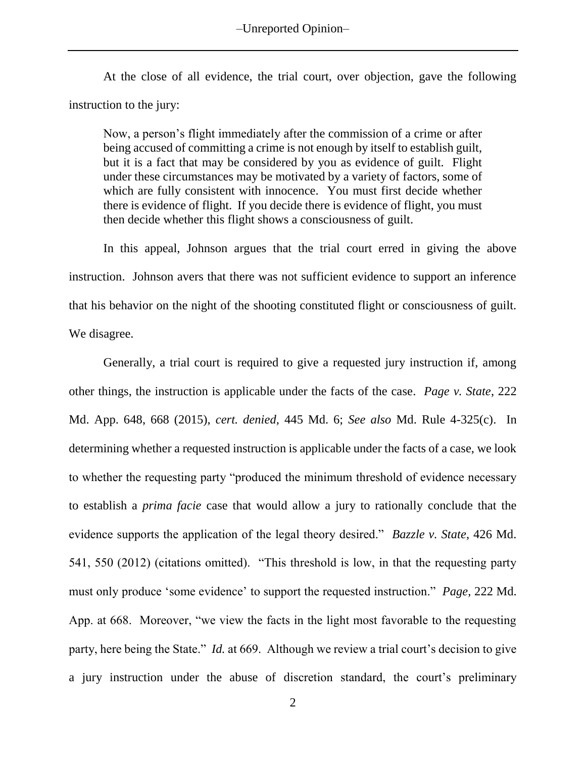At the close of all evidence, the trial court, over objection, gave the following instruction to the jury:

> Now, a person's flight immediately after the commission of a crime or after being accused of committing a crime is not enough by itself to establish guilt, but it is a fact that may be considered by you as evidence of guilt. Flight under these circumstances may be motivated by a variety of factors, some of which are fully consistent with innocence. You must first decide whether there is evidence of flight. If you decide there is evidence of flight, you must then decide whether this flight shows a consciousness of guilt.

In this appeal, Johnson argues that the trial court erred in giving the above instruction. Johnson avers that there was not sufficient evidence to support an inference that his behavior on the night of the shooting constituted flight or consciousness of guilt. We disagree.

Generally, a trial court is required to give a requested jury instruction if, among other things, the instruction is applicable under the facts of the case. *Page v. State*, 222 Md. App. 648, 668 (2015), *cert. denied*, 445 Md. 6; *See also* Md. Rule 4-325(c). In determining whether a requested instruction is applicable under the facts of a case, we look to whether the requesting party "produced the minimum threshold of evidence necessary to establish a *prima facie* case that would allow a jury to rationally conclude that the evidence supports the application of the legal theory desired." *Bazzle v. State*, 426 Md. 541, 550 (2012) (citations omitted). "This threshold is low, in that the requesting party must only produce 'some evidence' to support the requested instruction." *Page*, 222 Md. App. at 668. Moreover, "we view the facts in the light most favorable to the requesting party, here being the State." *Id.* at 669. Although we review a trial court's decision to give a jury instruction under the abuse of discretion standard, the court's preliminary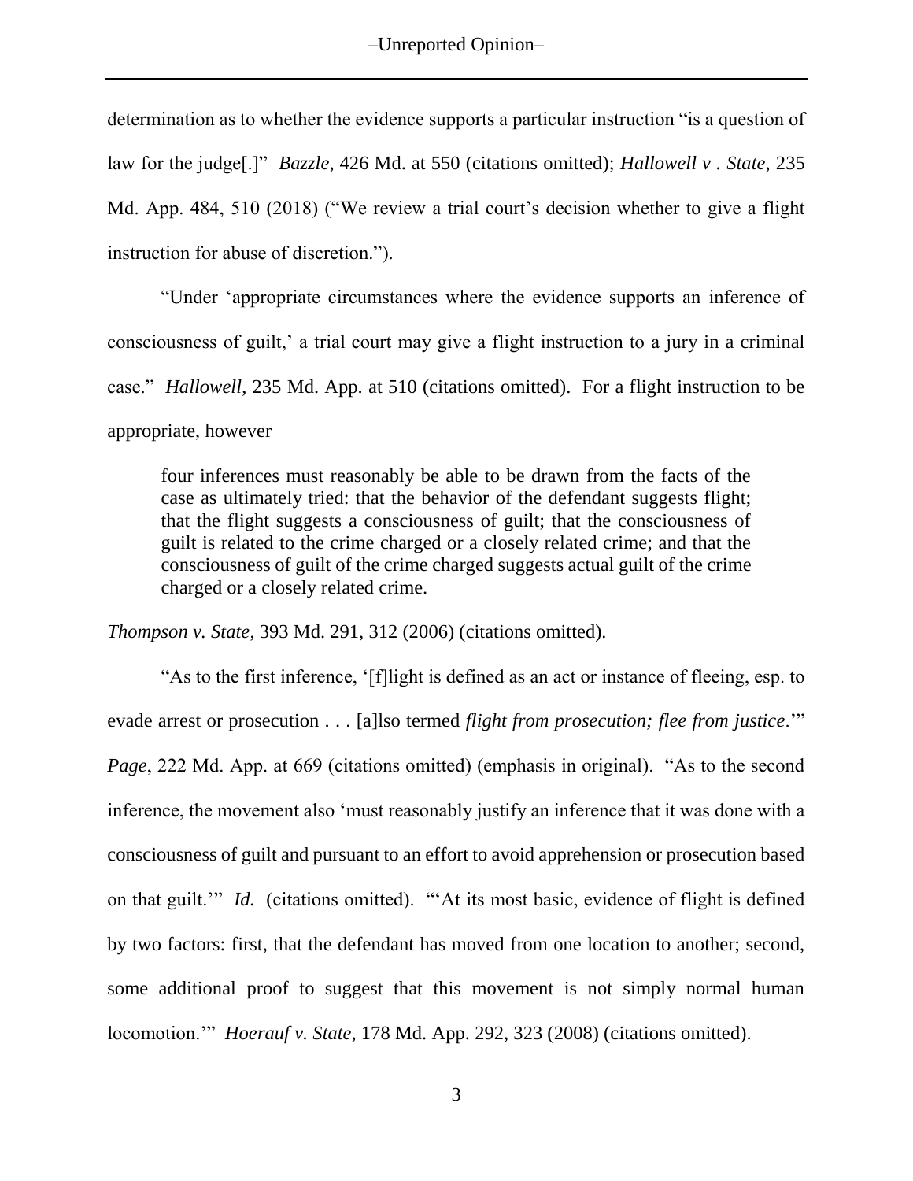determination as to whether the evidence supports a particular instruction "is a question of law for the judge[.]" *Bazzle*, 426 Md. at 550 (citations omitted); *Hallowell v . State*, 235 Md. App. 484, 510 (2018) ("We review a trial court's decision whether to give a flight instruction for abuse of discretion.").

"Under 'appropriate circumstances where the evidence supports an inference of consciousness of guilt,' a trial court may give a flight instruction to a jury in a criminal case." *Hallowell*, 235 Md. App. at 510 (citations omitted). For a flight instruction to be appropriate, however

> four inferences must reasonably be able to be drawn from the facts of the case as ultimately tried: that the behavior of the defendant suggests flight; that the flight suggests a consciousness of guilt; that the consciousness of guilt is related to the crime charged or a closely related crime; and that the consciousness of guilt of the crime charged suggests actual guilt of the crime charged or a closely related crime.

*Thompson v. State*, 393 Md. 291, 312 (2006) (citations omitted).

"As to the first inference, '[f]light is defined as an act or instance of fleeing, esp. to evade arrest or prosecution . . . [a]lso termed *flight from prosecution; flee from justice*.'" *Page*, 222 Md. App. at 669 (citations omitted) (emphasis in original). "As to the second inference, the movement also 'must reasonably justify an inference that it was done with a consciousness of guilt and pursuant to an effort to avoid apprehension or prosecution based on that guilt.'" *Id.* (citations omitted). "'At its most basic, evidence of flight is defined by two factors: first, that the defendant has moved from one location to another; second, some additional proof to suggest that this movement is not simply normal human locomotion.'" *Hoerauf v. State*, 178 Md. App. 292, 323 (2008) (citations omitted).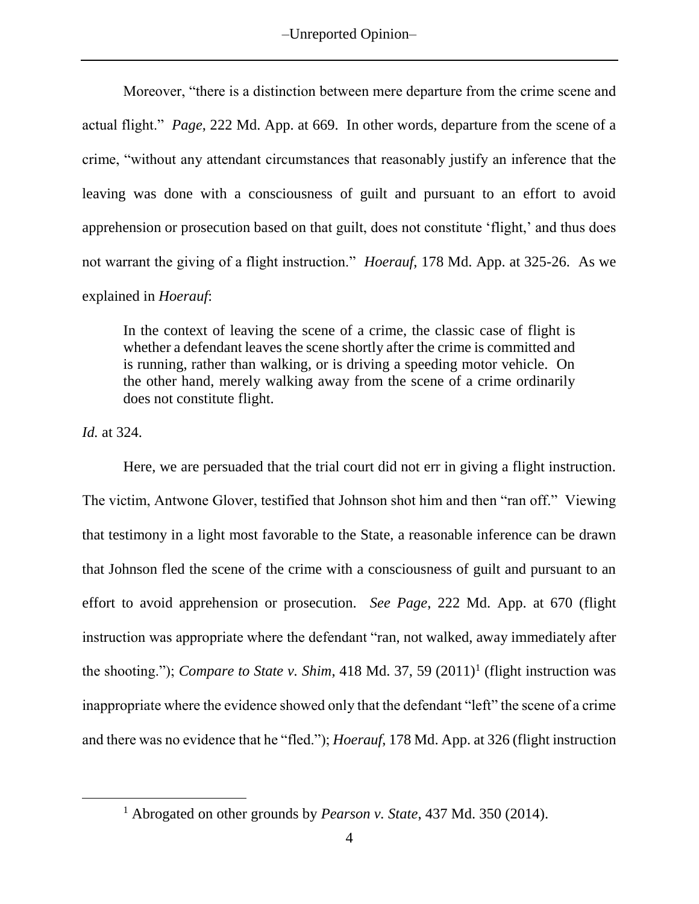Moreover, "there is a distinction between mere departure from the crime scene and actual flight." *Page*, 222 Md. App. at 669. In other words, departure from the scene of a crime, "without any attendant circumstances that reasonably justify an inference that the leaving was done with a consciousness of guilt and pursuant to an effort to avoid apprehension or prosecution based on that guilt, does not constitute 'flight,' and thus does not warrant the giving of a flight instruction." *Hoerauf*, 178 Md. App. at 325-26. As we explained in *Hoerauf*:

> In the context of leaving the scene of a crime, the classic case of flight is whether a defendant leaves the scene shortly after the crime is committed and is running, rather than walking, or is driving a speeding motor vehicle. On the other hand, merely walking away from the scene of a crime ordinarily does not constitute flight.

*Id.* at 324.

Here, we are persuaded that the trial court did not err in giving a flight instruction. The victim, Antwone Glover, testified that Johnson shot him and then "ran off." Viewing that testimony in a light most favorable to the State, a reasonable inference can be drawn that Johnson fled the scene of the crime with a consciousness of guilt and pursuant to an effort to avoid apprehension or prosecution. *See Page*, 222 Md. App. at 670 (flight instruction was appropriate where the defendant "ran, not walked, away immediately after the shooting."); *Compare to State v. Shim*, 418 Md. 37, 59 (2011)[1] (flight instruction was inappropriate where the evidence showed only that the defendant "left" the scene of a crime and there was no evidence that he "fled."); *Hoerauf*, 178 Md. App. at 326 (flight instruction

[1] Abrogated on other grounds by *Pearson v. State*, 437 Md. 350 (2014).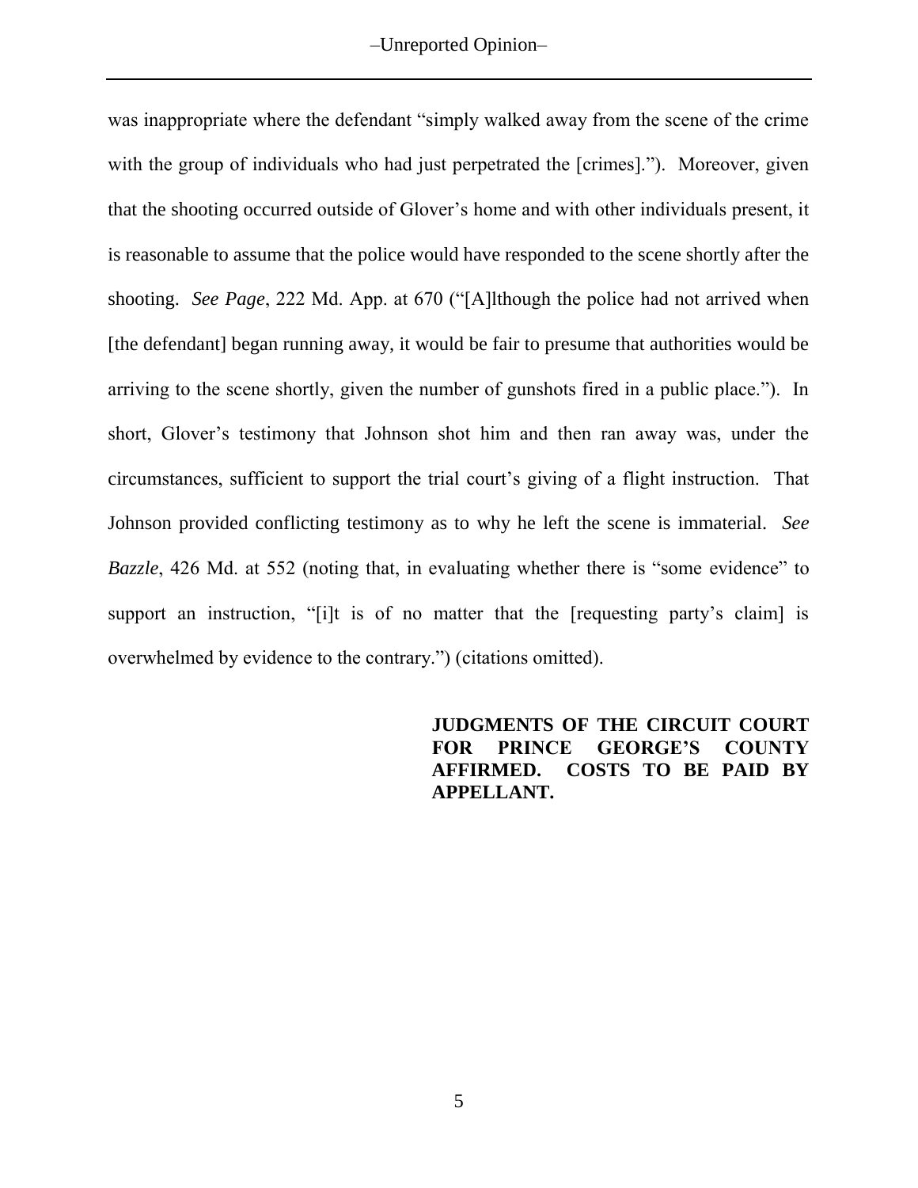was inappropriate where the defendant "simply walked away from the scene of the crime with the group of individuals who had just perpetrated the [crimes]."). Moreover, given that the shooting occurred outside of Glover's home and with other individuals present, it is reasonable to assume that the police would have responded to the scene shortly after the shooting. *See Page*, 222 Md. App. at 670 ("[A]lthough the police had not arrived when [the defendant] began running away, it would be fair to presume that authorities would be arriving to the scene shortly, given the number of gunshots fired in a public place."). In short, Glover's testimony that Johnson shot him and then ran away was, under the circumstances, sufficient to support the trial court's giving of a flight instruction. That Johnson provided conflicting testimony as to why he left the scene is immaterial. *See Bazzle*, 426 Md. at 552 (noting that, in evaluating whether there is "some evidence" to support an instruction, "[i]t is of no matter that the [requesting party's claim] is overwhelmed by evidence to the contrary.") (citations omitted).

**JUDGMENTS OF THE CIRCUIT COURT FOR PRINCE GEORGE'S COUNTY AFFIRMED. COSTS TO BE PAID BY APPELLANT.**